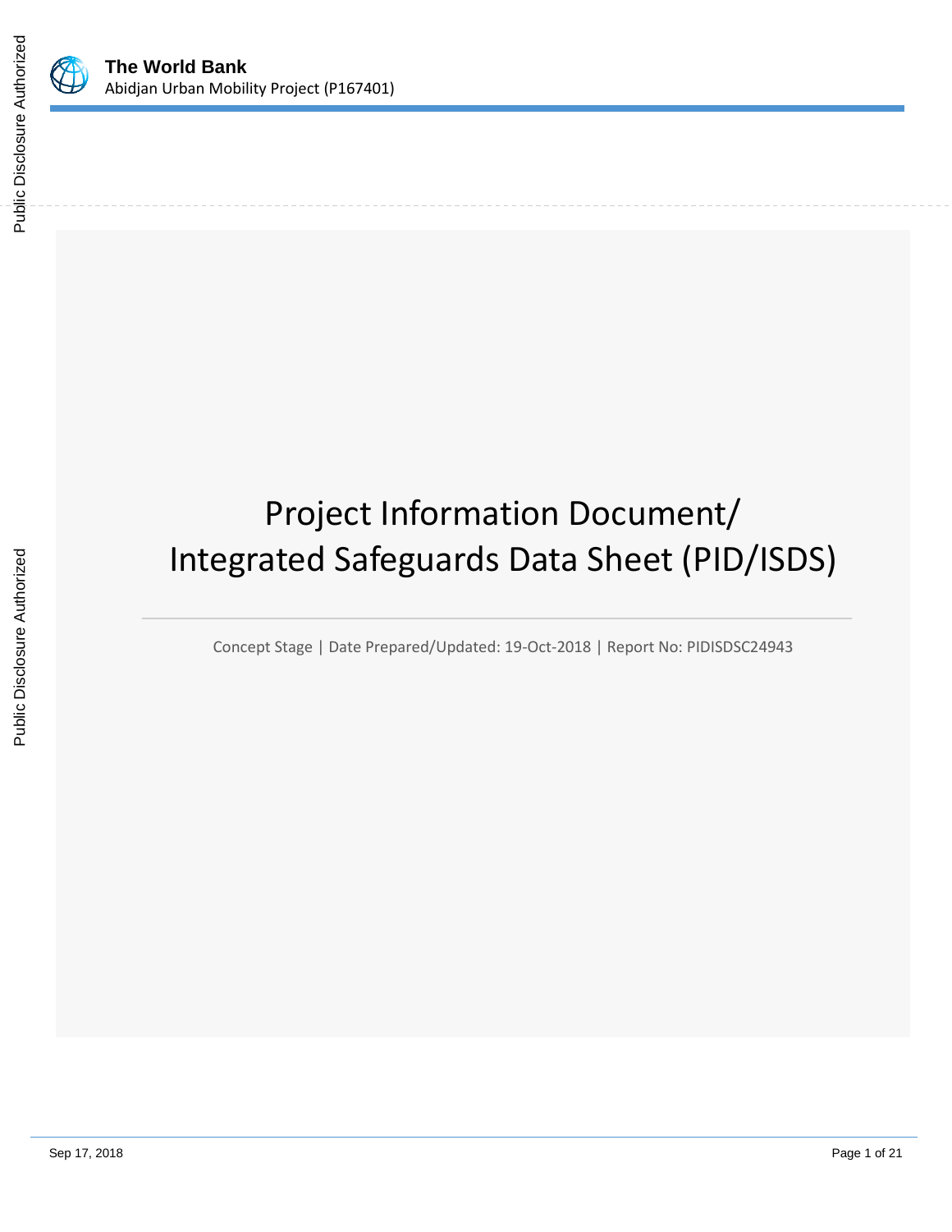# Project Information Document/ Integrated Safeguards Data Sheet (PID/ISDS)

Concept Stage | Date Prepared/Updated: 19-Oct-2018 | Report No: PIDISDSC24943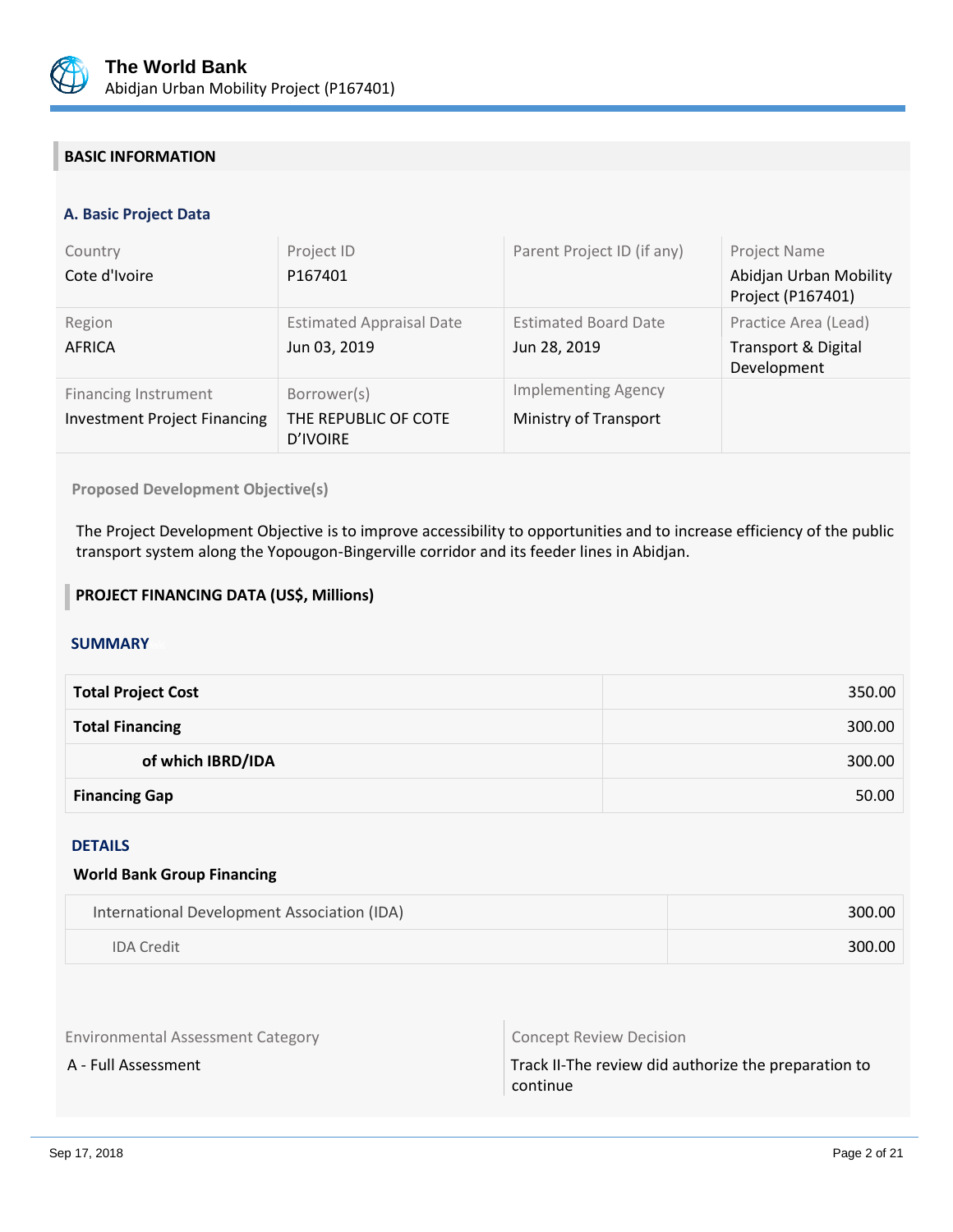## BASIC INFORMATION

### A. Basic Project Data

| Country | Project ID | Parent Project ID (if any) | Project Name |
|---|---|---|---|
| Cote d'Ivoire | P167401 | | Abidjan Urban Mobility Project (P167401) |
| **Region** | **Estimated Appraisal Date** | **Estimated Board Date** | **Practice Area (Lead)** |
| AFRICA | Jun 03, 2019 | Jun 28, 2019 | Transport & Digital Development |
| **Financing Instrument** | **Borrower(s)** | **Implementing Agency** | |
| Investment Project Financing | THE REPUBLIC OF COTE D'IVOIRE | Ministry of Transport | |

**Proposed Development Objective(s)**

The Project Development Objective is to improve accessibility to opportunities and to increase efficiency of the public transport system along the Yopougon-Bingerville corridor and its feeder lines in Abidjan.

## PROJECT FINANCING DATA (US$, Millions)

### SUMMARY

| | |
|---|---:|
| **Total Project Cost** | 350.00 |
| **Total Financing** | 300.00 |
| **of which IBRD/IDA** | 300.00 |
| **Financing Gap** | 50.00 |

### DETAILS

**World Bank Group Financing**

| | |
|---|---:|
| International Development Association (IDA) | 300.00 |
| IDA Credit | 300.00 |

| Environmental Assessment Category | Concept Review Decision |
|---|---|
| A - Full Assessment | Track II-The review did authorize the preparation to continue |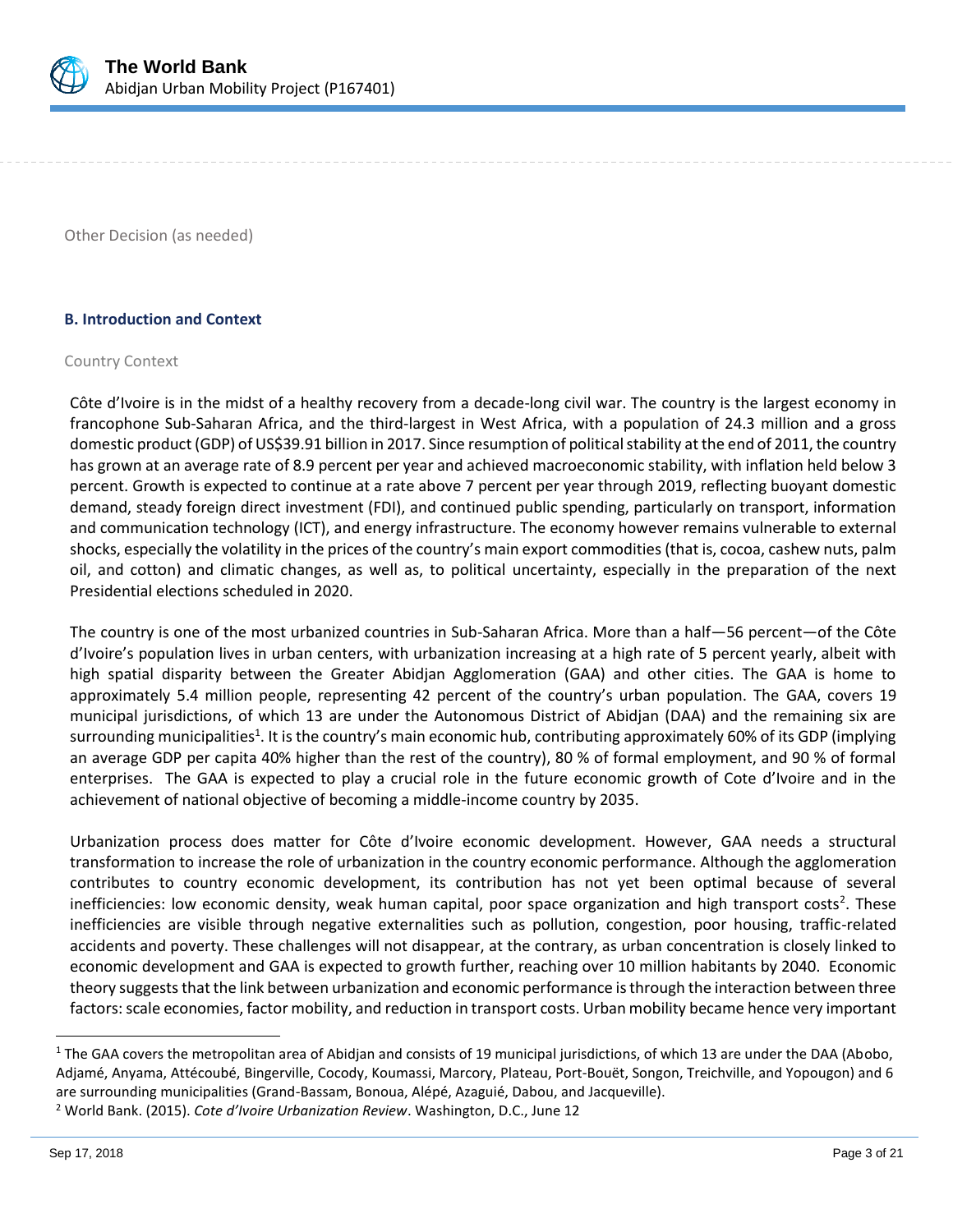Other Decision (as needed)

### B. Introduction and Context

Country Context

Côte d'Ivoire is in the midst of a healthy recovery from a decade-long civil war. The country is the largest economy in francophone Sub-Saharan Africa, and the third-largest in West Africa, with a population of 24.3 million and a gross domestic product (GDP) of US$39.91 billion in 2017. Since resumption of political stability at the end of 2011, the country has grown at an average rate of 8.9 percent per year and achieved macroeconomic stability, with inflation held below 3 percent. Growth is expected to continue at a rate above 7 percent per year through 2019, reflecting buoyant domestic demand, steady foreign direct investment (FDI), and continued public spending, particularly on transport, information and communication technology (ICT), and energy infrastructure. The economy however remains vulnerable to external shocks, especially the volatility in the prices of the country's main export commodities (that is, cocoa, cashew nuts, palm oil, and cotton) and climatic changes, as well as, to political uncertainty, especially in the preparation of the next Presidential elections scheduled in 2020.

The country is one of the most urbanized countries in Sub-Saharan Africa. More than a half—56 percent—of the Côte d'Ivoire's population lives in urban centers, with urbanization increasing at a high rate of 5 percent yearly, albeit with high spatial disparity between the Greater Abidjan Agglomeration (GAA) and other cities. The GAA is home to approximately 5.4 million people, representing 42 percent of the country's urban population. The GAA, covers 19 municipal jurisdictions, of which 13 are under the Autonomous District of Abidjan (DAA) and the remaining six are surrounding municipalities[1]. It is the country's main economic hub, contributing approximately 60% of its GDP (implying an average GDP per capita 40% higher than the rest of the country), 80 % of formal employment, and 90 % of formal enterprises. The GAA is expected to play a crucial role in the future economic growth of Cote d'Ivoire and in the achievement of national objective of becoming a middle-income country by 2035.

Urbanization process does matter for Côte d'Ivoire economic development. However, GAA needs a structural transformation to increase the role of urbanization in the country economic performance. Although the agglomeration contributes to country economic development, its contribution has not yet been optimal because of several inefficiencies: low economic density, weak human capital, poor space organization and high transport costs[2]. These inefficiencies are visible through negative externalities such as pollution, congestion, poor housing, traffic-related accidents and poverty. These challenges will not disappear, at the contrary, as urban concentration is closely linked to economic development and GAA is expected to growth further, reaching over 10 million habitants by 2040. Economic theory suggests that the link between urbanization and economic performance is through the interaction between three factors: scale economies, factor mobility, and reduction in transport costs. Urban mobility became hence very important

---

[1] The GAA covers the metropolitan area of Abidjan and consists of 19 municipal jurisdictions, of which 13 are under the DAA (Abobo, Adjamé, Anyama, Attécoubé, Bingerville, Cocody, Koumassi, Marcory, Plateau, Port-Bouët, Songon, Treichville, and Yopougon) and 6 are surrounding municipalities (Grand-Bassam, Bonoua, Alépé, Azaguié, Dabou, and Jacqueville).

[2] World Bank. (2015). *Cote d'Ivoire Urbanization Review*. Washington, D.C., June 12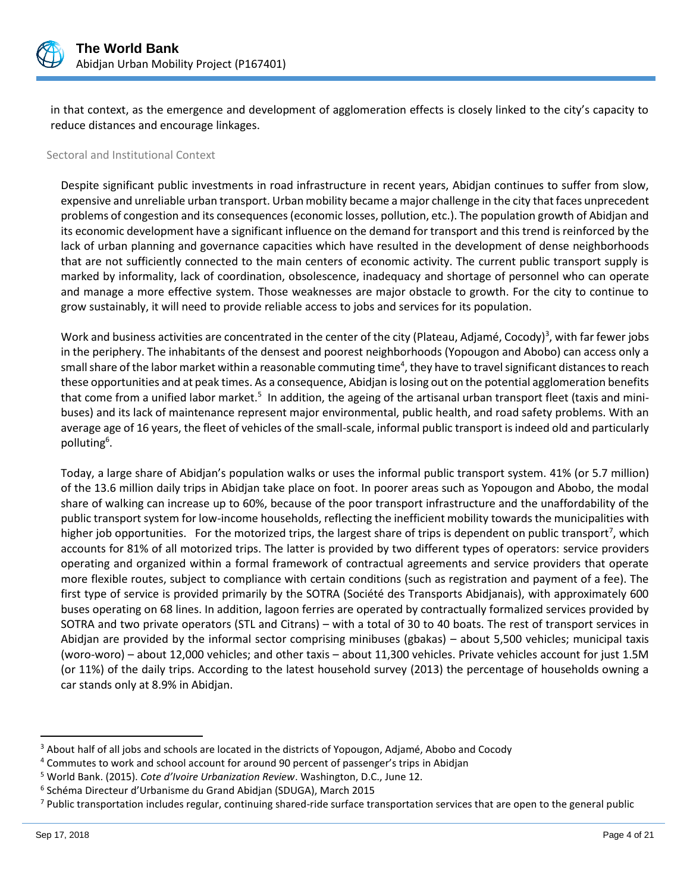in that context, as the emergence and development of agglomeration effects is closely linked to the city's capacity to reduce distances and encourage linkages.

### Sectoral and Institutional Context

Despite significant public investments in road infrastructure in recent years, Abidjan continues to suffer from slow, expensive and unreliable urban transport. Urban mobility became a major challenge in the city that faces unprecedent problems of congestion and its consequences (economic losses, pollution, etc.). The population growth of Abidjan and its economic development have a significant influence on the demand for transport and this trend is reinforced by the lack of urban planning and governance capacities which have resulted in the development of dense neighborhoods that are not sufficiently connected to the main centers of economic activity. The current public transport supply is marked by informality, lack of coordination, obsolescence, inadequacy and shortage of personnel who can operate and manage a more effective system. Those weaknesses are major obstacle to growth. For the city to continue to grow sustainably, it will need to provide reliable access to jobs and services for its population.

Work and business activities are concentrated in the center of the city (Plateau, Adjamé, Cocody)[3], with far fewer jobs in the periphery. The inhabitants of the densest and poorest neighborhoods (Yopougon and Abobo) can access only a small share of the labor market within a reasonable commuting time[4], they have to travel significant distances to reach these opportunities and at peak times. As a consequence, Abidjan is losing out on the potential agglomeration benefits that come from a unified labor market.[5] In addition, the ageing of the artisanal urban transport fleet (taxis and mini-buses) and its lack of maintenance represent major environmental, public health, and road safety problems. With an average age of 16 years, the fleet of vehicles of the small-scale, informal public transport is indeed old and particularly polluting[6].

Today, a large share of Abidjan's population walks or uses the informal public transport system. 41% (or 5.7 million) of the 13.6 million daily trips in Abidjan take place on foot. In poorer areas such as Yopougon and Abobo, the modal share of walking can increase up to 60%, because of the poor transport infrastructure and the unaffordability of the public transport system for low-income households, reflecting the inefficient mobility towards the municipalities with higher job opportunities. For the motorized trips, the largest share of trips is dependent on public transport[7], which accounts for 81% of all motorized trips. The latter is provided by two different types of operators: service providers operating and organized within a formal framework of contractual agreements and service providers that operate more flexible routes, subject to compliance with certain conditions (such as registration and payment of a fee). The first type of service is provided primarily by the SOTRA (Société des Transports Abidjanais), with approximately 600 buses operating on 68 lines. In addition, lagoon ferries are operated by contractually formalized services provided by SOTRA and two private operators (STL and Citrans) – with a total of 30 to 40 boats. The rest of transport services in Abidjan are provided by the informal sector comprising minibuses (gbakas) – about 5,500 vehicles; municipal taxis (woro-woro) – about 12,000 vehicles; and other taxis – about 11,300 vehicles. Private vehicles account for just 1.5M (or 11%) of the daily trips. According to the latest household survey (2013) the percentage of households owning a car stands only at 8.9% in Abidjan.

---

[3] About half of all jobs and schools are located in the districts of Yopougon, Adjamé, Abobo and Cocody

[4] Commutes to work and school account for around 90 percent of passenger's trips in Abidjan

[5] World Bank. (2015). *Cote d'Ivoire Urbanization Review*. Washington, D.C., June 12.

[6] Schéma Directeur d'Urbanisme du Grand Abidjan (SDUGA), March 2015

[7] Public transportation includes regular, continuing shared-ride surface transportation services that are open to the general public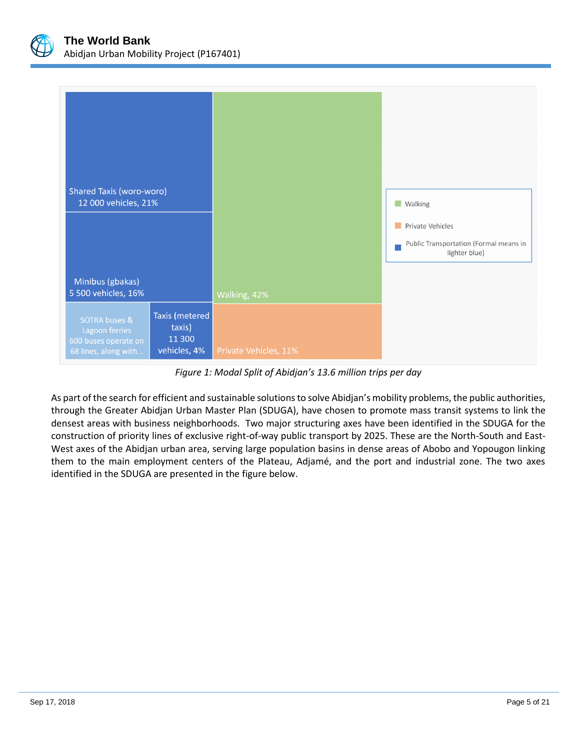Shared Taxis (woro-woro)
12 000 vehicles, 21%

Minibus (gbakas)
5 500 vehicles, 16%

SOTRA buses & Lagoon ferries
600 buses operate on 68 lines, along with...

Taxis (metered taxis)
11 300 vehicles, 4%

Walking, 42%

Private Vehicles, 11%

- Walking
- Private Vehicles
- Public Transportation (Formal means in lighter blue)

*Figure 1: Modal Split of Abidjan's 13.6 million trips per day*

As part of the search for efficient and sustainable solutions to solve Abidjan's mobility problems, the public authorities, through the Greater Abidjan Urban Master Plan (SDUGA), have chosen to promote mass transit systems to link the densest areas with business neighborhoods. Two major structuring axes have been identified in the SDUGA for the construction of priority lines of exclusive right-of-way public transport by 2025. These are the North-South and East-West axes of the Abidjan urban area, serving large population basins in dense areas of Abobo and Yopougon linking them to the main employment centers of the Plateau, Adjamé, and the port and industrial zone. The two axes identified in the SDUGA are presented in the figure below.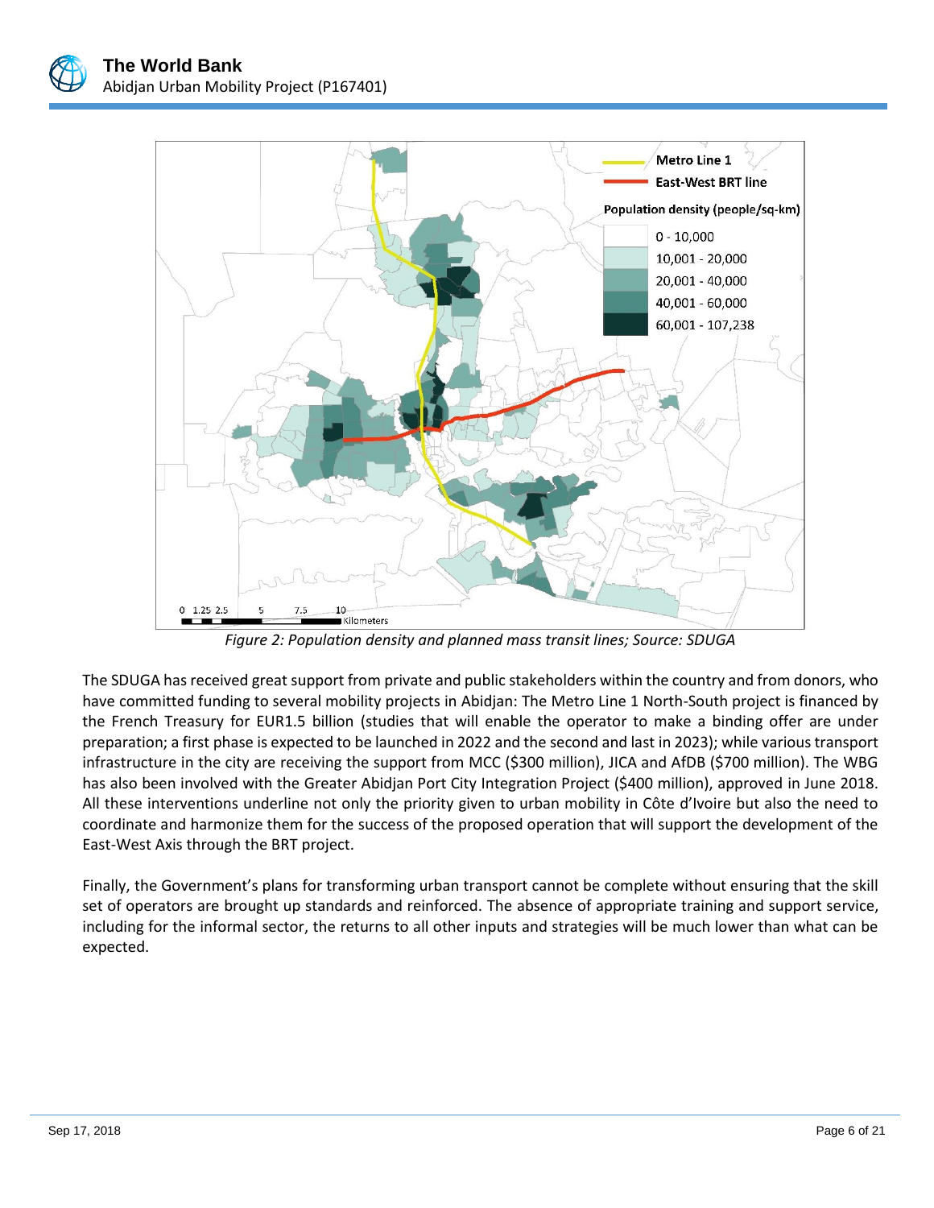*Figure 2: Population density and planned mass transit lines; Source: SDUGA*

The SDUGA has received great support from private and public stakeholders within the country and from donors, who have committed funding to several mobility projects in Abidjan: The Metro Line 1 North-South project is financed by the French Treasury for EUR1.5 billion (studies that will enable the operator to make a binding offer are under preparation; a first phase is expected to be launched in 2022 and the second and last in 2023); while various transport infrastructure in the city are receiving the support from MCC ($300 million), JICA and AfDB ($700 million). The WBG has also been involved with the Greater Abidjan Port City Integration Project ($400 million), approved in June 2018. All these interventions underline not only the priority given to urban mobility in Côte d'Ivoire but also the need to coordinate and harmonize them for the success of the proposed operation that will support the development of the East-West Axis through the BRT project.

Finally, the Government's plans for transforming urban transport cannot be complete without ensuring that the skill set of operators are brought up standards and reinforced. The absence of appropriate training and support service, including for the informal sector, the returns to all other inputs and strategies will be much lower than what can be expected.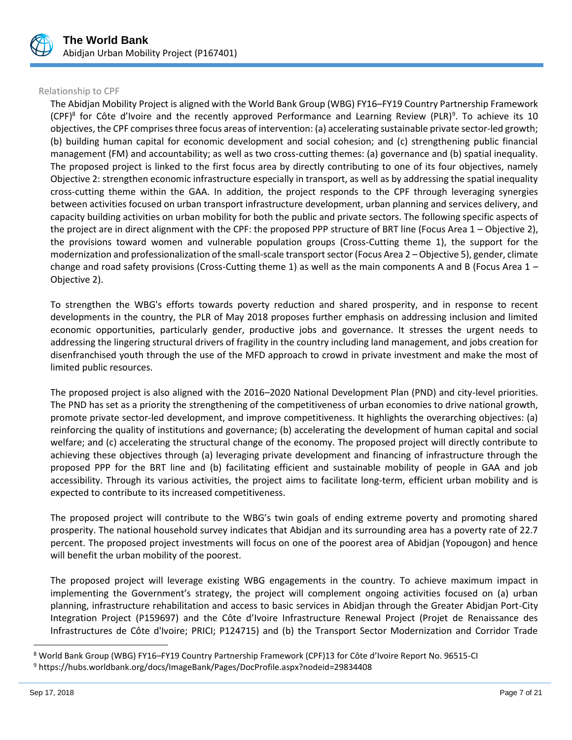### Relationship to CPF

The Abidjan Mobility Project is aligned with the World Bank Group (WBG) FY16–FY19 Country Partnership Framework (CPF)[8] for Côte d'Ivoire and the recently approved Performance and Learning Review (PLR)[9]. To achieve its 10 objectives, the CPF comprises three focus areas of intervention: (a) accelerating sustainable private sector-led growth; (b) building human capital for economic development and social cohesion; and (c) strengthening public financial management (FM) and accountability; as well as two cross-cutting themes: (a) governance and (b) spatial inequality. The proposed project is linked to the first focus area by directly contributing to one of its four objectives, namely Objective 2: strengthen economic infrastructure especially in transport, as well as by addressing the spatial inequality cross-cutting theme within the GAA. In addition, the project responds to the CPF through leveraging synergies between activities focused on urban transport infrastructure development, urban planning and services delivery, and capacity building activities on urban mobility for both the public and private sectors. The following specific aspects of the project are in direct alignment with the CPF: the proposed PPP structure of BRT line (Focus Area 1 – Objective 2), the provisions toward women and vulnerable population groups (Cross-Cutting theme 1), the support for the modernization and professionalization of the small-scale transport sector (Focus Area 2 – Objective 5), gender, climate change and road safety provisions (Cross-Cutting theme 1) as well as the main components A and B (Focus Area 1 – Objective 2).

To strengthen the WBG's efforts towards poverty reduction and shared prosperity, and in response to recent developments in the country, the PLR of May 2018 proposes further emphasis on addressing inclusion and limited economic opportunities, particularly gender, productive jobs and governance. It stresses the urgent needs to addressing the lingering structural drivers of fragility in the country including land management, and jobs creation for disenfranchised youth through the use of the MFD approach to crowd in private investment and make the most of limited public resources.

The proposed project is also aligned with the 2016–2020 National Development Plan (PND) and city-level priorities. The PND has set as a priority the strengthening of the competitiveness of urban economies to drive national growth, promote private sector-led development, and improve competitiveness. It highlights the overarching objectives: (a) reinforcing the quality of institutions and governance; (b) accelerating the development of human capital and social welfare; and (c) accelerating the structural change of the economy. The proposed project will directly contribute to achieving these objectives through (a) leveraging private development and financing of infrastructure through the proposed PPP for the BRT line and (b) facilitating efficient and sustainable mobility of people in GAA and job accessibility. Through its various activities, the project aims to facilitate long-term, efficient urban mobility and is expected to contribute to its increased competitiveness.

The proposed project will contribute to the WBG's twin goals of ending extreme poverty and promoting shared prosperity. The national household survey indicates that Abidjan and its surrounding area has a poverty rate of 22.7 percent. The proposed project investments will focus on one of the poorest area of Abidjan (Yopougon) and hence will benefit the urban mobility of the poorest.

The proposed project will leverage existing WBG engagements in the country. To achieve maximum impact in implementing the Government's strategy, the project will complement ongoing activities focused on (a) urban planning, infrastructure rehabilitation and access to basic services in Abidjan through the Greater Abidjan Port-City Integration Project (P159697) and the Côte d'Ivoire Infrastructure Renewal Project (Projet de Renaissance des Infrastructures de Côte d'Ivoire; PRICI; P124715) and (b) the Transport Sector Modernization and Corridor Trade

---

[8] World Bank Group (WBG) FY16–FY19 Country Partnership Framework (CPF)13 for Côte d'Ivoire Report No. 96515-CI

[9] https://hubs.worldbank.org/docs/ImageBank/Pages/DocProfile.aspx?nodeid=29834408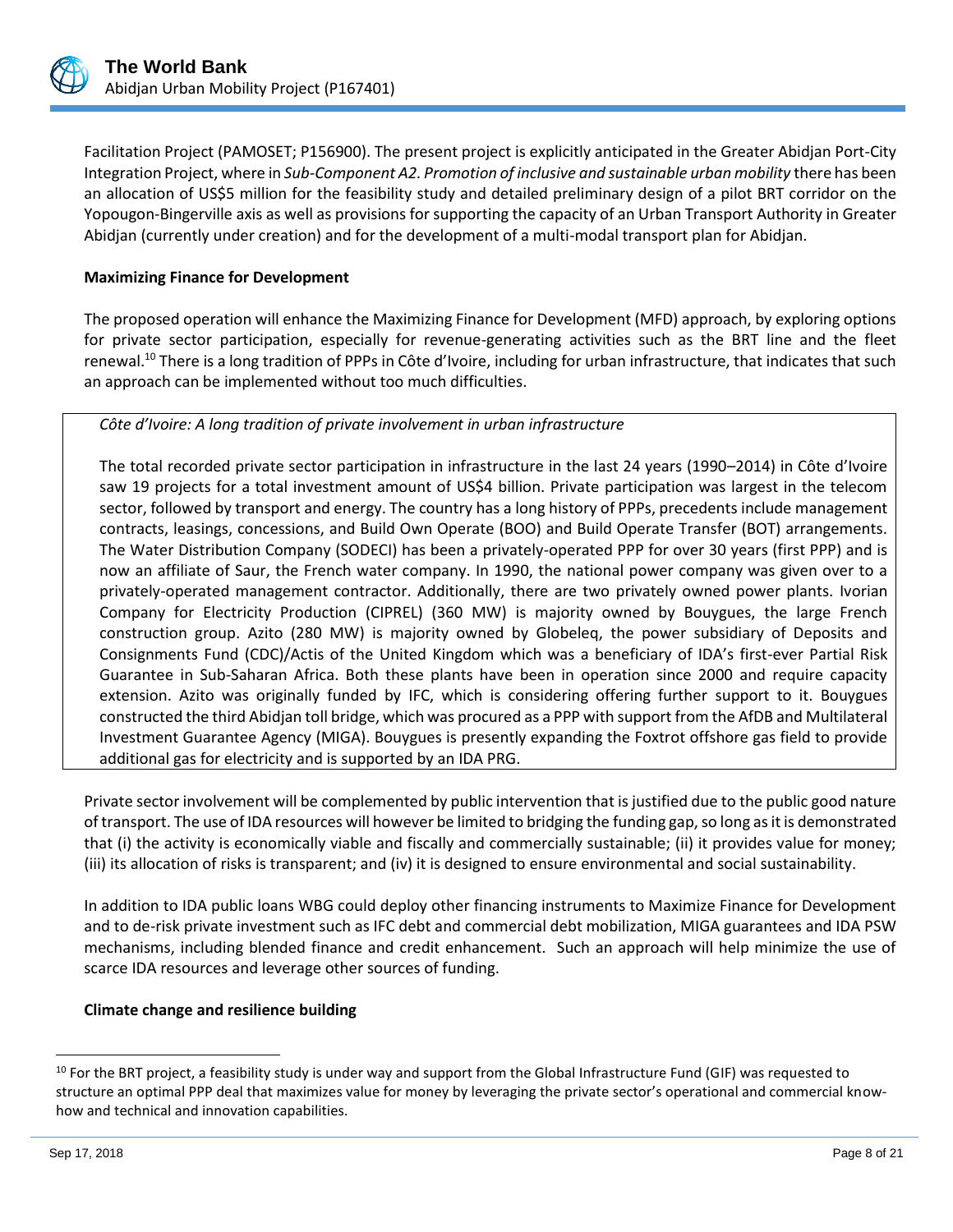Facilitation Project (PAMOSET; P156900). The present project is explicitly anticipated in the Greater Abidjan Port-City Integration Project, where in *Sub-Component A2. Promotion of inclusive and sustainable urban mobility* there has been an allocation of US$5 million for the feasibility study and detailed preliminary design of a pilot BRT corridor on the Yopougon-Bingerville axis as well as provisions for supporting the capacity of an Urban Transport Authority in Greater Abidjan (currently under creation) and for the development of a multi-modal transport plan for Abidjan.

**Maximizing Finance for Development**

The proposed operation will enhance the Maximizing Finance for Development (MFD) approach, by exploring options for private sector participation, especially for revenue-generating activities such as the BRT line and the fleet renewal.[10] There is a long tradition of PPPs in Côte d'Ivoire, including for urban infrastructure, that indicates that such an approach can be implemented without too much difficulties.

> *Côte d'Ivoire: A long tradition of private involvement in urban infrastructure*
>
> The total recorded private sector participation in infrastructure in the last 24 years (1990–2014) in Côte d'Ivoire saw 19 projects for a total investment amount of US$4 billion. Private participation was largest in the telecom sector, followed by transport and energy. The country has a long history of PPPs, precedents include management contracts, leasings, concessions, and Build Own Operate (BOO) and Build Operate Transfer (BOT) arrangements. The Water Distribution Company (SODECI) has been a privately-operated PPP for over 30 years (first PPP) and is now an affiliate of Saur, the French water company. In 1990, the national power company was given over to a privately-operated management contractor. Additionally, there are two privately owned power plants. Ivorian Company for Electricity Production (CIPREL) (360 MW) is majority owned by Bouygues, the large French construction group. Azito (280 MW) is majority owned by Globeleq, the power subsidiary of Deposits and Consignments Fund (CDC)/Actis of the United Kingdom which was a beneficiary of IDA's first-ever Partial Risk Guarantee in Sub-Saharan Africa. Both these plants have been in operation since 2000 and require capacity extension. Azito was originally funded by IFC, which is considering offering further support to it. Bouygues constructed the third Abidjan toll bridge, which was procured as a PPP with support from the AfDB and Multilateral Investment Guarantee Agency (MIGA). Bouygues is presently expanding the Foxtrot offshore gas field to provide additional gas for electricity and is supported by an IDA PRG.

Private sector involvement will be complemented by public intervention that is justified due to the public good nature of transport. The use of IDA resources will however be limited to bridging the funding gap, so long as it is demonstrated that (i) the activity is economically viable and fiscally and commercially sustainable; (ii) it provides value for money; (iii) its allocation of risks is transparent; and (iv) it is designed to ensure environmental and social sustainability.

In addition to IDA public loans WBG could deploy other financing instruments to Maximize Finance for Development and to de-risk private investment such as IFC debt and commercial debt mobilization, MIGA guarantees and IDA PSW mechanisms, including blended finance and credit enhancement. Such an approach will help minimize the use of scarce IDA resources and leverage other sources of funding.

**Climate change and resilience building**

---

[10] For the BRT project, a feasibility study is under way and support from the Global Infrastructure Fund (GIF) was requested to structure an optimal PPP deal that maximizes value for money by leveraging the private sector's operational and commercial know-how and technical and innovation capabilities.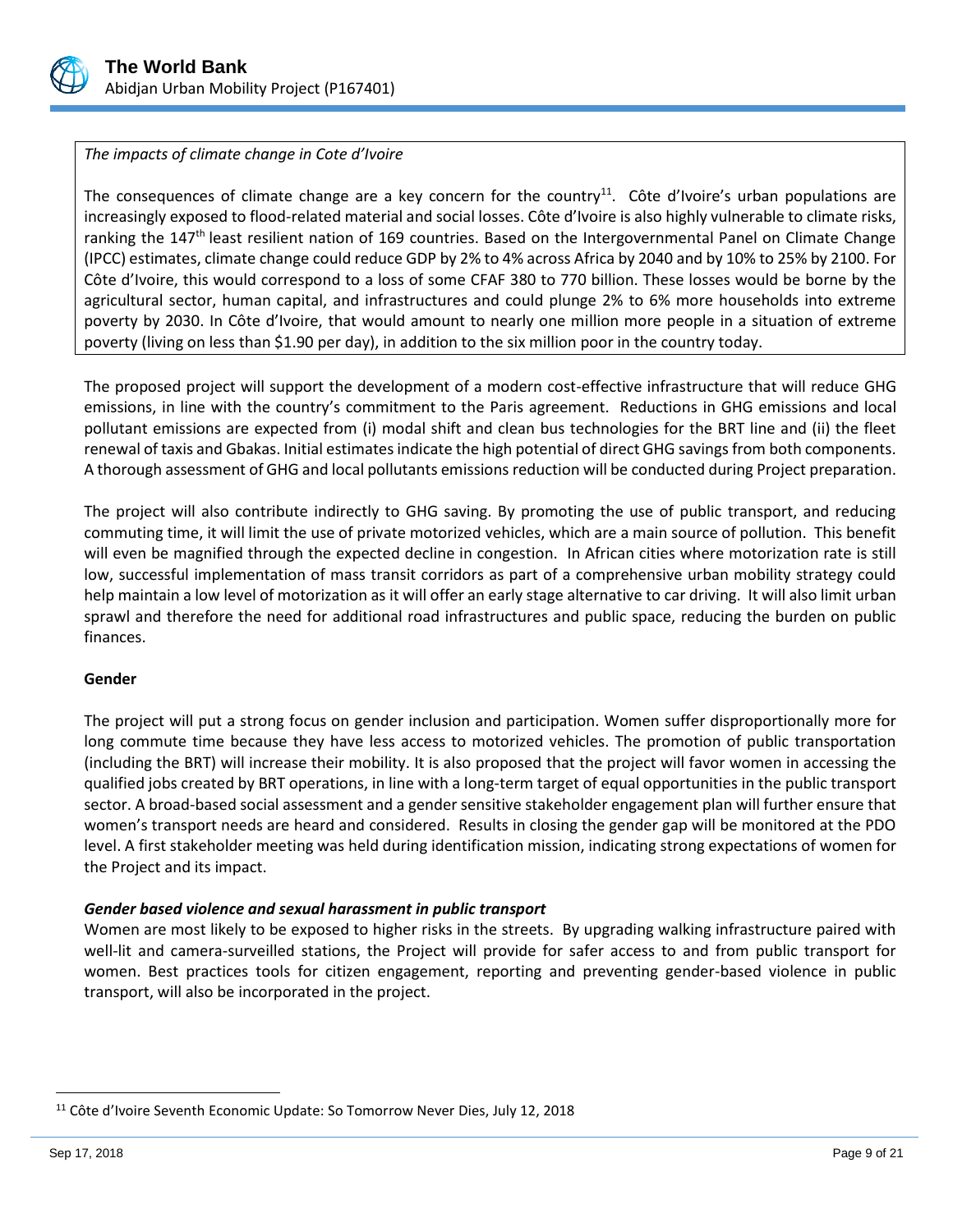*The impacts of climate change in Cote d'Ivoire*

The consequences of climate change are a key concern for the country[11]. Côte d'Ivoire's urban populations are increasingly exposed to flood-related material and social losses. Côte d'Ivoire is also highly vulnerable to climate risks, ranking the 147th least resilient nation of 169 countries. Based on the Intergovernmental Panel on Climate Change (IPCC) estimates, climate change could reduce GDP by 2% to 4% across Africa by 2040 and by 10% to 25% by 2100. For Côte d'Ivoire, this would correspond to a loss of some CFAF 380 to 770 billion. These losses would be borne by the agricultural sector, human capital, and infrastructures and could plunge 2% to 6% more households into extreme poverty by 2030. In Côte d'Ivoire, that would amount to nearly one million more people in a situation of extreme poverty (living on less than $1.90 per day), in addition to the six million poor in the country today.

The proposed project will support the development of a modern cost-effective infrastructure that will reduce GHG emissions, in line with the country's commitment to the Paris agreement. Reductions in GHG emissions and local pollutant emissions are expected from (i) modal shift and clean bus technologies for the BRT line and (ii) the fleet renewal of taxis and Gbakas. Initial estimates indicate the high potential of direct GHG savings from both components. A thorough assessment of GHG and local pollutants emissions reduction will be conducted during Project preparation.

The project will also contribute indirectly to GHG saving. By promoting the use of public transport, and reducing commuting time, it will limit the use of private motorized vehicles, which are a main source of pollution. This benefit will even be magnified through the expected decline in congestion. In African cities where motorization rate is still low, successful implementation of mass transit corridors as part of a comprehensive urban mobility strategy could help maintain a low level of motorization as it will offer an early stage alternative to car driving. It will also limit urban sprawl and therefore the need for additional road infrastructures and public space, reducing the burden on public finances.

**Gender**

The project will put a strong focus on gender inclusion and participation. Women suffer disproportionally more for long commute time because they have less access to motorized vehicles. The promotion of public transportation (including the BRT) will increase their mobility. It is also proposed that the project will favor women in accessing the qualified jobs created by BRT operations, in line with a long-term target of equal opportunities in the public transport sector. A broad-based social assessment and a gender sensitive stakeholder engagement plan will further ensure that women's transport needs are heard and considered. Results in closing the gender gap will be monitored at the PDO level. A first stakeholder meeting was held during identification mission, indicating strong expectations of women for the Project and its impact.

***Gender based violence and sexual harassment in public transport***

Women are most likely to be exposed to higher risks in the streets. By upgrading walking infrastructure paired with well-lit and camera-surveilled stations, the Project will provide for safer access to and from public transport for women. Best practices tools for citizen engagement, reporting and preventing gender-based violence in public transport, will also be incorporated in the project.

[11] Côte d'Ivoire Seventh Economic Update: So Tomorrow Never Dies, July 12, 2018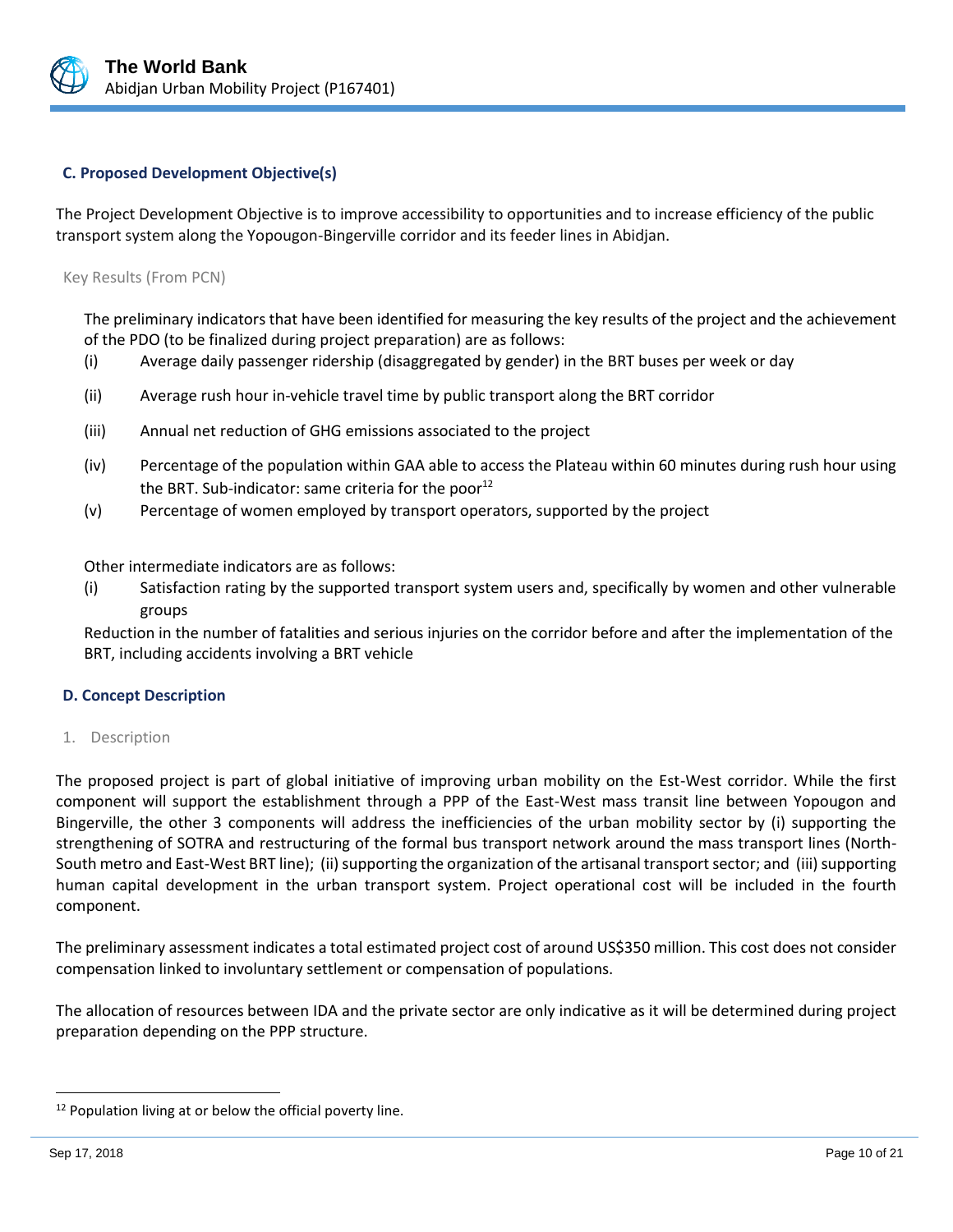### C. Proposed Development Objective(s)

The Project Development Objective is to improve accessibility to opportunities and to increase efficiency of the public transport system along the Yopougon-Bingerville corridor and its feeder lines in Abidjan.

Key Results (From PCN)

The preliminary indicators that have been identified for measuring the key results of the project and the achievement of the PDO (to be finalized during project preparation) are as follows:

(i) Average daily passenger ridership (disaggregated by gender) in the BRT buses per week or day

(ii) Average rush hour in-vehicle travel time by public transport along the BRT corridor

(iii) Annual net reduction of GHG emissions associated to the project

(iv) Percentage of the population within GAA able to access the Plateau within 60 minutes during rush hour using the BRT. Sub-indicator: same criteria for the poor[12]

(v) Percentage of women employed by transport operators, supported by the project

Other intermediate indicators are as follows:

(i) Satisfaction rating by the supported transport system users and, specifically by women and other vulnerable groups

Reduction in the number of fatalities and serious injuries on the corridor before and after the implementation of the BRT, including accidents involving a BRT vehicle

### D. Concept Description

1. Description

The proposed project is part of global initiative of improving urban mobility on the Est-West corridor. While the first component will support the establishment through a PPP of the East-West mass transit line between Yopougon and Bingerville, the other 3 components will address the inefficiencies of the urban mobility sector by (i) supporting the strengthening of SOTRA and restructuring of the formal bus transport network around the mass transport lines (North-South metro and East-West BRT line); (ii) supporting the organization of the artisanal transport sector; and (iii) supporting human capital development in the urban transport system. Project operational cost will be included in the fourth component.

The preliminary assessment indicates a total estimated project cost of around US$350 million. This cost does not consider compensation linked to involuntary settlement or compensation of populations.

The allocation of resources between IDA and the private sector are only indicative as it will be determined during project preparation depending on the PPP structure.

[12] Population living at or below the official poverty line.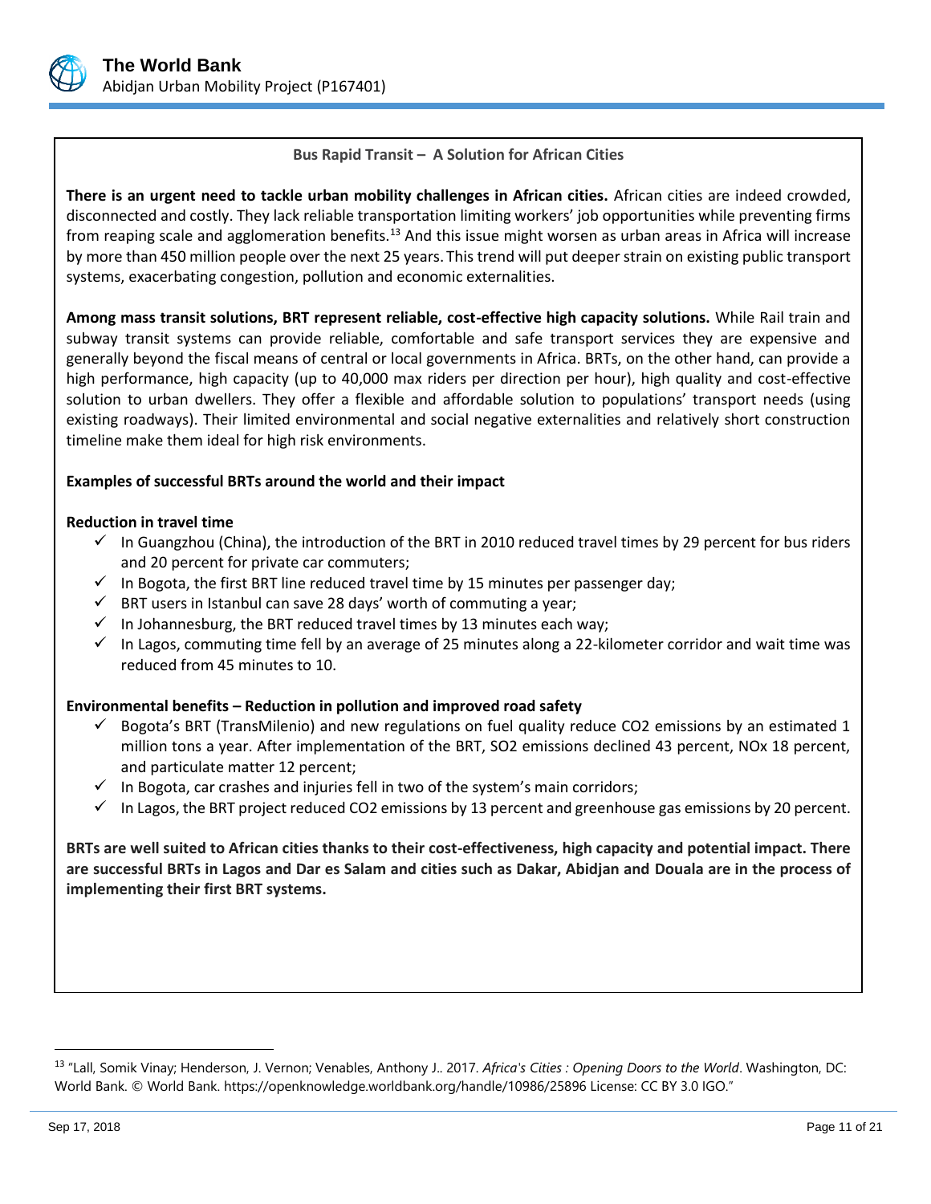### Bus Rapid Transit – A Solution for African Cities

**There is an urgent need to tackle urban mobility challenges in African cities.** African cities are indeed crowded, disconnected and costly. They lack reliable transportation limiting workers' job opportunities while preventing firms from reaping scale and agglomeration benefits.[13] And this issue might worsen as urban areas in Africa will increase by more than 450 million people over the next 25 years. This trend will put deeper strain on existing public transport systems, exacerbating congestion, pollution and economic externalities.

**Among mass transit solutions, BRT represent reliable, cost-effective high capacity solutions.** While Rail train and subway transit systems can provide reliable, comfortable and safe transport services they are expensive and generally beyond the fiscal means of central or local governments in Africa. BRTs, on the other hand, can provide a high performance, high capacity (up to 40,000 max riders per direction per hour), high quality and cost-effective solution to urban dwellers. They offer a flexible and affordable solution to populations' transport needs (using existing roadways). Their limited environmental and social negative externalities and relatively short construction timeline make them ideal for high risk environments.

**Examples of successful BRTs around the world and their impact**

**Reduction in travel time**

- ✓ In Guangzhou (China), the introduction of the BRT in 2010 reduced travel times by 29 percent for bus riders and 20 percent for private car commuters;
- ✓ In Bogota, the first BRT line reduced travel time by 15 minutes per passenger day;
- ✓ BRT users in Istanbul can save 28 days' worth of commuting a year;
- ✓ In Johannesburg, the BRT reduced travel times by 13 minutes each way;
- ✓ In Lagos, commuting time fell by an average of 25 minutes along a 22-kilometer corridor and wait time was reduced from 45 minutes to 10.

**Environmental benefits – Reduction in pollution and improved road safety**

- ✓ Bogota's BRT (TransMilenio) and new regulations on fuel quality reduce $CO_2$ emissions by an estimated 1 million tons a year. After implementation of the BRT, $SO_2$ emissions declined 43 percent, $NO_x$ 18 percent, and particulate matter 12 percent;
- ✓ In Bogota, car crashes and injuries fell in two of the system's main corridors;
- ✓ In Lagos, the BRT project reduced $CO_2$ emissions by 13 percent and greenhouse gas emissions by 20 percent.

**BRTs are well suited to African cities thanks to their cost-effectiveness, high capacity and potential impact. There are successful BRTs in Lagos and Dar es Salam and cities such as Dakar, Abidjan and Douala are in the process of implementing their first BRT systems.**

---

[13] "Lall, Somik Vinay; Henderson, J. Vernon; Venables, Anthony J.. 2017. *Africa's Cities : Opening Doors to the World*. Washington, DC: World Bank. © World Bank. https://openknowledge.worldbank.org/handle/10986/25896 License: CC BY 3.0 IGO."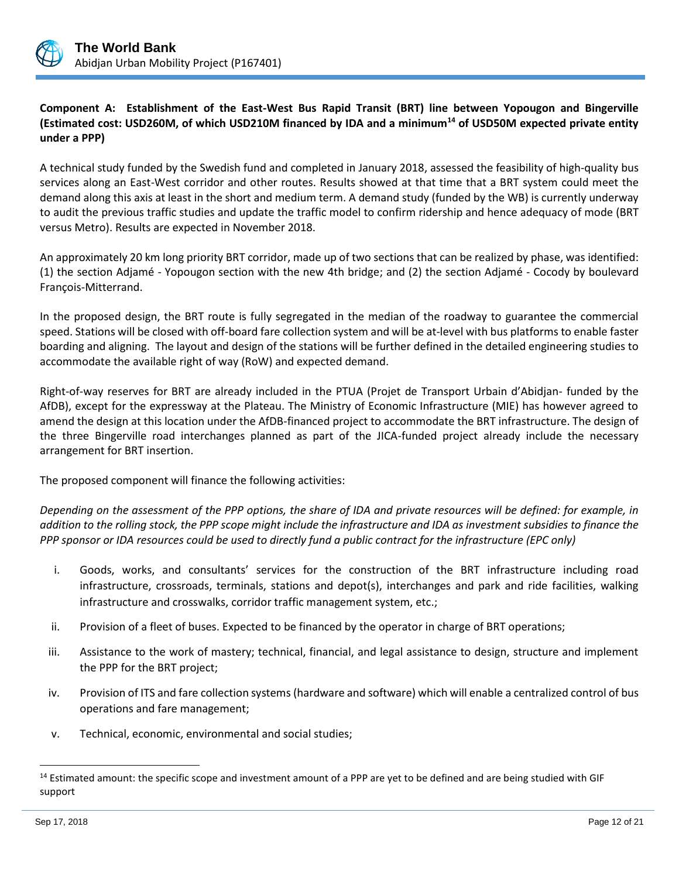**Component A: Establishment of the East-West Bus Rapid Transit (BRT) line between Yopougon and Bingerville (Estimated cost: USD260M, of which USD210M financed by IDA and a minimum[14] of USD50M expected private entity under a PPP)**

A technical study funded by the Swedish fund and completed in January 2018, assessed the feasibility of high-quality bus services along an East-West corridor and other routes. Results showed at that time that a BRT system could meet the demand along this axis at least in the short and medium term. A demand study (funded by the WB) is currently underway to audit the previous traffic studies and update the traffic model to confirm ridership and hence adequacy of mode (BRT versus Metro). Results are expected in November 2018.

An approximately 20 km long priority BRT corridor, made up of two sections that can be realized by phase, was identified: (1) the section Adjamé - Yopougon section with the new 4th bridge; and (2) the section Adjamé - Cocody by boulevard François-Mitterrand.

In the proposed design, the BRT route is fully segregated in the median of the roadway to guarantee the commercial speed. Stations will be closed with off-board fare collection system and will be at-level with bus platforms to enable faster boarding and aligning. The layout and design of the stations will be further defined in the detailed engineering studies to accommodate the available right of way (RoW) and expected demand.

Right-of-way reserves for BRT are already included in the PTUA (Projet de Transport Urbain d'Abidjan- funded by the AfDB), except for the expressway at the Plateau. The Ministry of Economic Infrastructure (MIE) has however agreed to amend the design at this location under the AfDB-financed project to accommodate the BRT infrastructure. The design of the three Bingerville road interchanges planned as part of the JICA-funded project already include the necessary arrangement for BRT insertion.

The proposed component will finance the following activities:

*Depending on the assessment of the PPP options, the share of IDA and private resources will be defined: for example, in addition to the rolling stock, the PPP scope might include the infrastructure and IDA as investment subsidies to finance the PPP sponsor or IDA resources could be used to directly fund a public contract for the infrastructure (EPC only)*

i. Goods, works, and consultants' services for the construction of the BRT infrastructure including road infrastructure, crossroads, terminals, stations and depot(s), interchanges and park and ride facilities, walking infrastructure and crosswalks, corridor traffic management system, etc.;

ii. Provision of a fleet of buses. Expected to be financed by the operator in charge of BRT operations;

iii. Assistance to the work of mastery; technical, financial, and legal assistance to design, structure and implement the PPP for the BRT project;

iv. Provision of ITS and fare collection systems (hardware and software) which will enable a centralized control of bus operations and fare management;

v. Technical, economic, environmental and social studies;

---

[14] Estimated amount: the specific scope and investment amount of a PPP are yet to be defined and are being studied with GIF support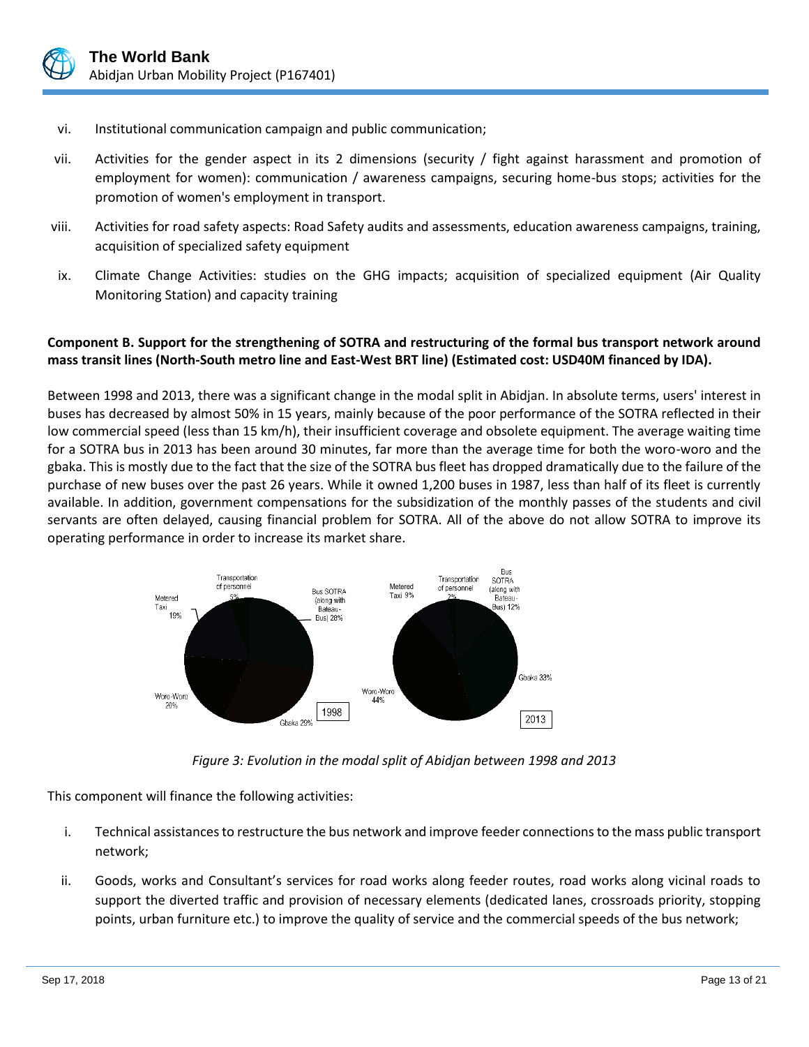vi. Institutional communication campaign and public communication;

vii. Activities for the gender aspect in its 2 dimensions (security / fight against harassment and promotion of employment for women): communication / awareness campaigns, securing home-bus stops; activities for the promotion of women's employment in transport.

viii. Activities for road safety aspects: Road Safety audits and assessments, education awareness campaigns, training, acquisition of specialized safety equipment

ix. Climate Change Activities: studies on the GHG impacts; acquisition of specialized equipment (Air Quality Monitoring Station) and capacity training

**Component B. Support for the strengthening of SOTRA and restructuring of the formal bus transport network around mass transit lines (North-South metro line and East-West BRT line) (Estimated cost: USD40M financed by IDA).**

Between 1998 and 2013, there was a significant change in the modal split in Abidjan. In absolute terms, users' interest in buses has decreased by almost 50% in 15 years, mainly because of the poor performance of the SOTRA reflected in their low commercial speed (less than 15 km/h), their insufficient coverage and obsolete equipment. The average waiting time for a SOTRA bus in 2013 has been around 30 minutes, far more than the average time for both the woro-woro and the gbaka. This is mostly due to the fact that the size of the SOTRA bus fleet has dropped dramatically due to the failure of the purchase of new buses over the past 26 years. While it owned 1,200 buses in 1987, less than half of its fleet is currently available. In addition, government compensations for the subsidization of the monthly passes of the students and civil servants are often delayed, causing financial problem for SOTRA. All of the above do not allow SOTRA to improve its operating performance in order to increase its market share.

| Mode | 1998 | 2013 |
|---|---|---|
| Bus SOTRA (along with Bateau-Bus) | 28% | 12% |
| Gbaka | 29% | 33% |
| Woro-Woro | 20% | 44% |
| Metered Taxi | 19% | 9% |
| Transportation of personnel | 5% | 2% |

*Figure 3: Evolution in the modal split of Abidjan between 1998 and 2013*

This component will finance the following activities:

i. Technical assistances to restructure the bus network and improve feeder connections to the mass public transport network;

ii. Goods, works and Consultant's services for road works along feeder routes, road works along vicinal roads to support the diverted traffic and provision of necessary elements (dedicated lanes, crossroads priority, stopping points, urban furniture etc.) to improve the quality of service and the commercial speeds of the bus network;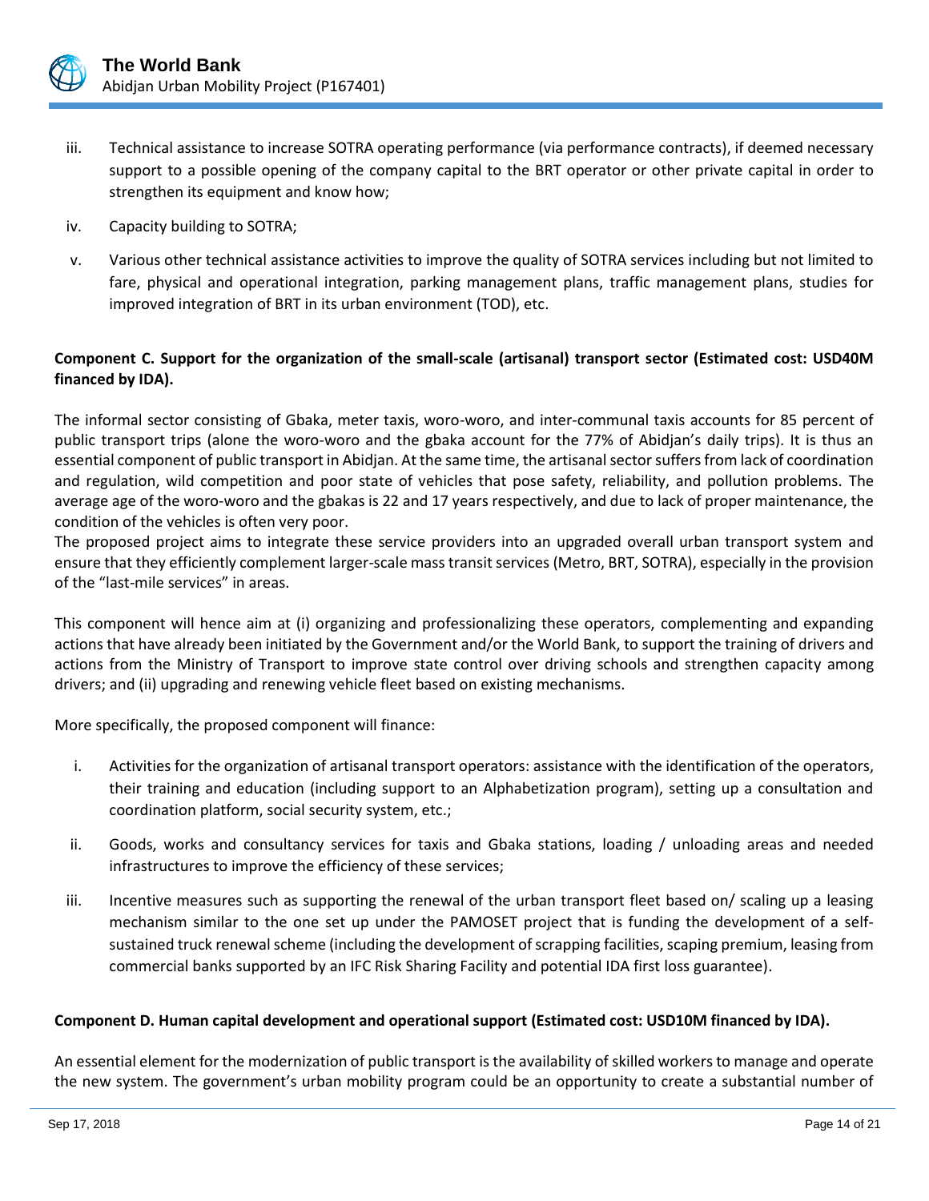iii. Technical assistance to increase SOTRA operating performance (via performance contracts), if deemed necessary support to a possible opening of the company capital to the BRT operator or other private capital in order to strengthen its equipment and know how;

iv. Capacity building to SOTRA;

v. Various other technical assistance activities to improve the quality of SOTRA services including but not limited to fare, physical and operational integration, parking management plans, traffic management plans, studies for improved integration of BRT in its urban environment (TOD), etc.

**Component C. Support for the organization of the small-scale (artisanal) transport sector (Estimated cost: USD40M financed by IDA).**

The informal sector consisting of Gbaka, meter taxis, woro-woro, and inter-communal taxis accounts for 85 percent of public transport trips (alone the woro-woro and the gbaka account for the 77% of Abidjan's daily trips). It is thus an essential component of public transport in Abidjan. At the same time, the artisanal sector suffers from lack of coordination and regulation, wild competition and poor state of vehicles that pose safety, reliability, and pollution problems. The average age of the woro-woro and the gbakas is 22 and 17 years respectively, and due to lack of proper maintenance, the condition of the vehicles is often very poor.
The proposed project aims to integrate these service providers into an upgraded overall urban transport system and ensure that they efficiently complement larger-scale mass transit services (Metro, BRT, SOTRA), especially in the provision of the "last-mile services" in areas.

This component will hence aim at (i) organizing and professionalizing these operators, complementing and expanding actions that have already been initiated by the Government and/or the World Bank, to support the training of drivers and actions from the Ministry of Transport to improve state control over driving schools and strengthen capacity among drivers; and (ii) upgrading and renewing vehicle fleet based on existing mechanisms.

More specifically, the proposed component will finance:

i. Activities for the organization of artisanal transport operators: assistance with the identification of the operators, their training and education (including support to an Alphabetization program), setting up a consultation and coordination platform, social security system, etc.;

ii. Goods, works and consultancy services for taxis and Gbaka stations, loading / unloading areas and needed infrastructures to improve the efficiency of these services;

iii. Incentive measures such as supporting the renewal of the urban transport fleet based on/ scaling up a leasing mechanism similar to the one set up under the PAMOSET project that is funding the development of a self-sustained truck renewal scheme (including the development of scrapping facilities, scaping premium, leasing from commercial banks supported by an IFC Risk Sharing Facility and potential IDA first loss guarantee).

**Component D. Human capital development and operational support (Estimated cost: USD10M financed by IDA).**

An essential element for the modernization of public transport is the availability of skilled workers to manage and operate the new system. The government's urban mobility program could be an opportunity to create a substantial number of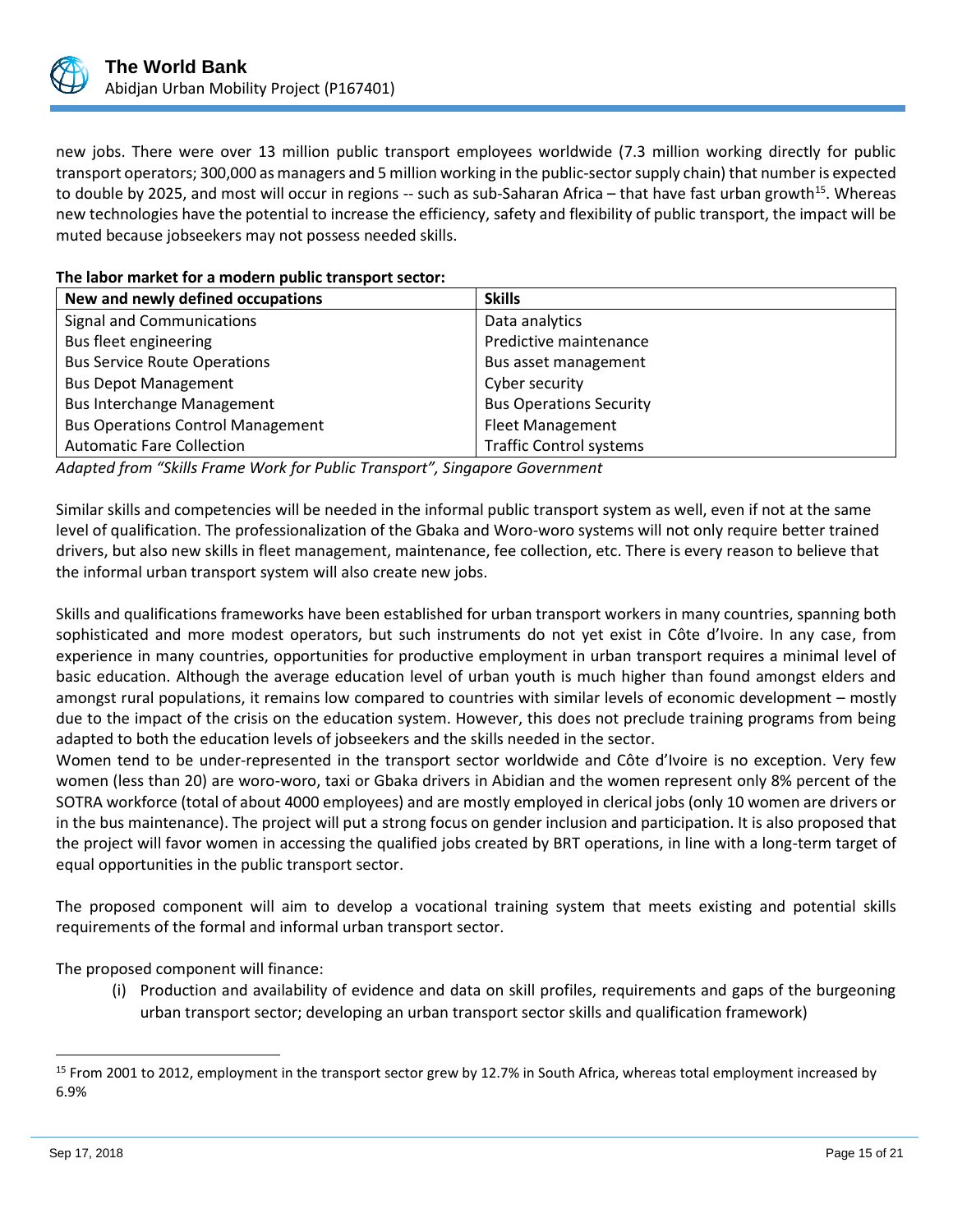new jobs. There were over 13 million public transport employees worldwide (7.3 million working directly for public transport operators; 300,000 as managers and 5 million working in the public-sector supply chain) that number is expected to double by 2025, and most will occur in regions -- such as sub-Saharan Africa – that have fast urban growth[15]. Whereas new technologies have the potential to increase the efficiency, safety and flexibility of public transport, the impact will be muted because jobseekers may not possess needed skills.

**The labor market for a modern public transport sector:**

| New and newly defined occupations | Skills |
| --- | --- |
| Signal and Communications | Data analytics |
| Bus fleet engineering | Predictive maintenance |
| Bus Service Route Operations | Bus asset management |
| Bus Depot Management | Cyber security |
| Bus Interchange Management | Bus Operations Security |
| Bus Operations Control Management | Fleet Management |
| Automatic Fare Collection | Traffic Control systems |

*Adapted from "Skills Frame Work for Public Transport", Singapore Government*

Similar skills and competencies will be needed in the informal public transport system as well, even if not at the same level of qualification. The professionalization of the Gbaka and Woro-woro systems will not only require better trained drivers, but also new skills in fleet management, maintenance, fee collection, etc. There is every reason to believe that the informal urban transport system will also create new jobs.

Skills and qualifications frameworks have been established for urban transport workers in many countries, spanning both sophisticated and more modest operators, but such instruments do not yet exist in Côte d'Ivoire. In any case, from experience in many countries, opportunities for productive employment in urban transport requires a minimal level of basic education. Although the average education level of urban youth is much higher than found amongst elders and amongst rural populations, it remains low compared to countries with similar levels of economic development – mostly due to the impact of the crisis on the education system. However, this does not preclude training programs from being adapted to both the education levels of jobseekers and the skills needed in the sector.

Women tend to be under-represented in the transport sector worldwide and Côte d'Ivoire is no exception. Very few women (less than 20) are woro-woro, taxi or Gbaka drivers in Abidian and the women represent only 8% percent of the SOTRA workforce (total of about 4000 employees) and are mostly employed in clerical jobs (only 10 women are drivers or in the bus maintenance). The project will put a strong focus on gender inclusion and participation. It is also proposed that the project will favor women in accessing the qualified jobs created by BRT operations, in line with a long-term target of equal opportunities in the public transport sector.

The proposed component will aim to develop a vocational training system that meets existing and potential skills requirements of the formal and informal urban transport sector.

The proposed component will finance:

(i) Production and availability of evidence and data on skill profiles, requirements and gaps of the burgeoning urban transport sector; developing an urban transport sector skills and qualification framework)

[15] From 2001 to 2012, employment in the transport sector grew by 12.7% in South Africa, whereas total employment increased by 6.9%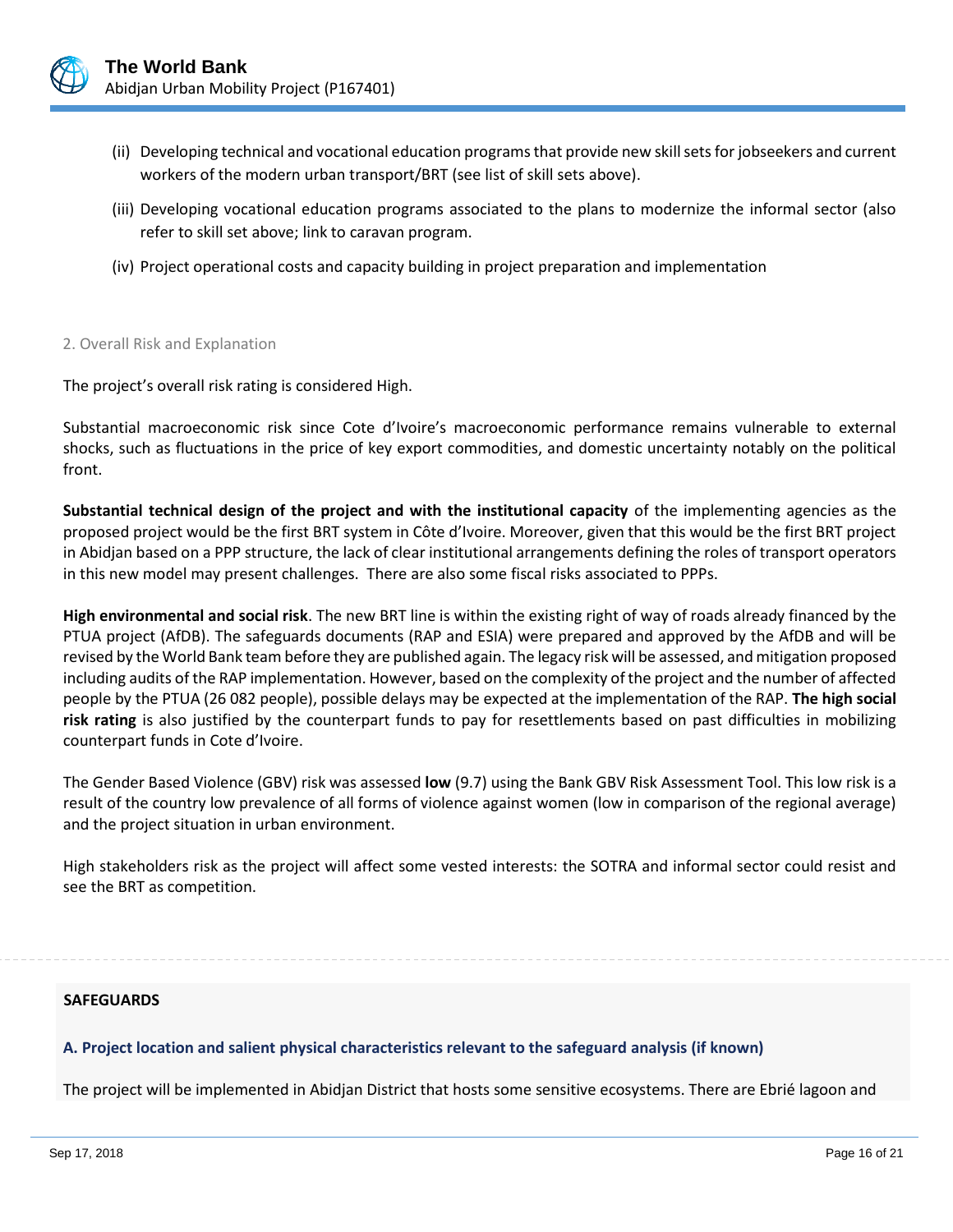(ii) Developing technical and vocational education programs that provide new skill sets for jobseekers and current workers of the modern urban transport/BRT (see list of skill sets above).

(iii) Developing vocational education programs associated to the plans to modernize the informal sector (also refer to skill set above; link to caravan program.

(iv) Project operational costs and capacity building in project preparation and implementation

2. Overall Risk and Explanation

The project's overall risk rating is considered High.

Substantial macroeconomic risk since Cote d'Ivoire's macroeconomic performance remains vulnerable to external shocks, such as fluctuations in the price of key export commodities, and domestic uncertainty notably on the political front.

**Substantial technical design of the project and with the institutional capacity** of the implementing agencies as the proposed project would be the first BRT system in Côte d'Ivoire. Moreover, given that this would be the first BRT project in Abidjan based on a PPP structure, the lack of clear institutional arrangements defining the roles of transport operators in this new model may present challenges. There are also some fiscal risks associated to PPPs.

**High environmental and social risk**. The new BRT line is within the existing right of way of roads already financed by the PTUA project (AfDB). The safeguards documents (RAP and ESIA) were prepared and approved by the AfDB and will be revised by the World Bank team before they are published again. The legacy risk will be assessed, and mitigation proposed including audits of the RAP implementation. However, based on the complexity of the project and the number of affected people by the PTUA (26 082 people), possible delays may be expected at the implementation of the RAP. **The high social risk rating** is also justified by the counterpart funds to pay for resettlements based on past difficulties in mobilizing counterpart funds in Cote d'Ivoire.

The Gender Based Violence (GBV) risk was assessed **low** (9.7) using the Bank GBV Risk Assessment Tool. This low risk is a result of the country low prevalence of all forms of violence against women (low in comparison of the regional average) and the project situation in urban environment.

High stakeholders risk as the project will affect some vested interests: the SOTRA and informal sector could resist and see the BRT as competition.

**SAFEGUARDS**

**A. Project location and salient physical characteristics relevant to the safeguard analysis (if known)**

The project will be implemented in Abidjan District that hosts some sensitive ecosystems. There are Ebrié lagoon and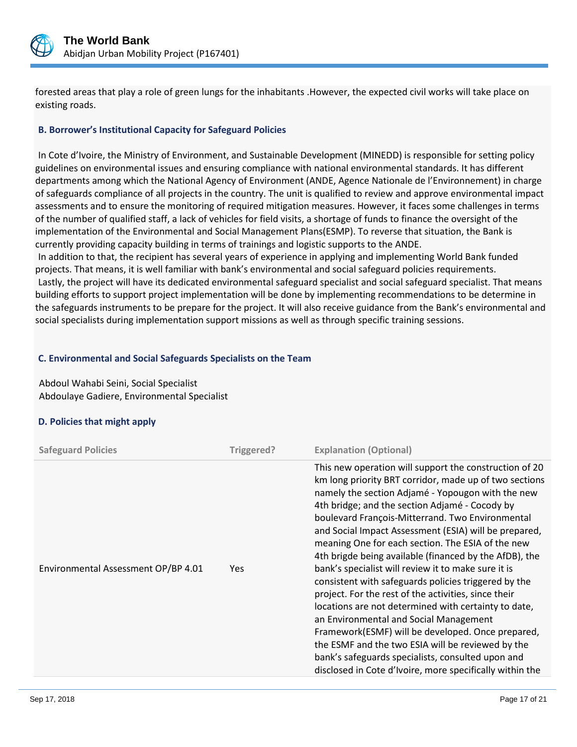forested areas that play a role of green lungs for the inhabitants .However, the expected civil works will take place on existing roads.

### B. Borrower's Institutional Capacity for Safeguard Policies

In Cote d'Ivoire, the Ministry of Environment, and Sustainable Development (MINEDD) is responsible for setting policy guidelines on environmental issues and ensuring compliance with national environmental standards. It has different departments among which the National Agency of Environment (ANDE, Agence Nationale de l'Environnement) in charge of safeguards compliance of all projects in the country. The unit is qualified to review and approve environmental impact assessments and to ensure the monitoring of required mitigation measures. However, it faces some challenges in terms of the number of qualified staff, a lack of vehicles for field visits, a shortage of funds to finance the oversight of the implementation of the Environmental and Social Management Plans(ESMP). To reverse that situation, the Bank is currently providing capacity building in terms of trainings and logistic supports to the ANDE.
In addition to that, the recipient has several years of experience in applying and implementing World Bank funded projects. That means, it is well familiar with bank's environmental and social safeguard policies requirements.
Lastly, the project will have its dedicated environmental safeguard specialist and social safeguard specialist. That means building efforts to support project implementation will be done by implementing recommendations to be determine in the safeguards instruments to be prepare for the project. It will also receive guidance from the Bank's environmental and social specialists during implementation support missions as well as through specific training sessions.

### C. Environmental and Social Safeguards Specialists on the Team

Abdoul Wahabi Seini, Social Specialist
Abdoulaye Gadiere, Environmental Specialist

### D. Policies that might apply

| Safeguard Policies | Triggered? | Explanation (Optional) |
|---|---|---|
| Environmental Assessment OP/BP 4.01 | Yes | This new operation will support the construction of 20 km long priority BRT corridor, made up of two sections namely the section Adjamé - Yopougon with the new 4th bridge; and the section Adjamé - Cocody by boulevard François-Mitterrand. Two Environmental and Social Impact Assessment (ESIA) will be prepared, meaning One for each section. The ESIA of the new 4th brigde being available (financed by the AfDB), the bank's specialist will review it to make sure it is consistent with safeguards policies triggered by the project. For the rest of the activities, since their locations are not determined with certainty to date, an Environmental and Social Management Framework(ESMF) will be developed. Once prepared, the ESMF and the two ESIA will be reviewed by the bank's safeguards specialists, consulted upon and disclosed in Cote d'Ivoire, more specifically within the |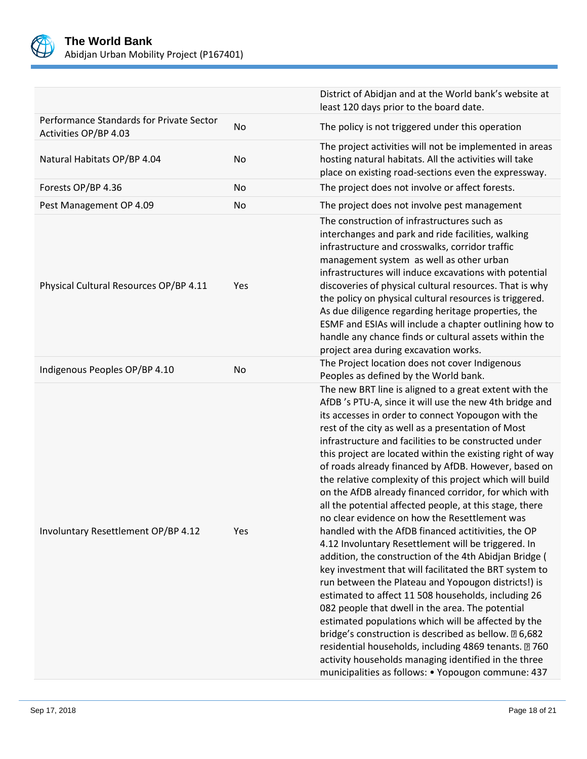| | | |
|---|---|---|
| | | District of Abidjan and at the World bank's website at least 120 days prior to the board date. |
| Performance Standards for Private Sector Activities OP/BP 4.03 | No | The policy is not triggered under this operation |
| Natural Habitats OP/BP 4.04 | No | The project activities will not be implemented in areas hosting natural habitats. All the activities will take place on existing road-sections even the expressway. |
| Forests OP/BP 4.36 | No | The project does not involve or affect forests. |
| Pest Management OP 4.09 | No | The project does not involve pest management |
| Physical Cultural Resources OP/BP 4.11 | Yes | The construction of infrastructures such as interchanges and park and ride facilities, walking infrastructure and crosswalks, corridor traffic management system as well as other urban infrastructures will induce excavations with potential discoveries of physical cultural resources. That is why the policy on physical cultural resources is triggered. As due diligence regarding heritage properties, the ESMF and ESIAs will include a chapter outlining how to handle any chance finds or cultural assets within the project area during excavation works. |
| Indigenous Peoples OP/BP 4.10 | No | The Project location does not cover Indigenous Peoples as defined by the World bank. |
| Involuntary Resettlement OP/BP 4.12 | Yes | The new BRT line is aligned to a great extent with the AfDB 's PTU-A, since it will use the new 4th bridge and its accesses in order to connect Yopougon with the rest of the city as well as a presentation of Most infrastructure and facilities to be constructed under this project are located within the existing right of way of roads already financed by AfDB. However, based on the relative complexity of this project which will build on the AfDB already financed corridor, for which with all the potential affected people, at this stage, there no clear evidence on how the Resettlement was handled with the AfDB financed actitivities, the OP 4.12 Involuntary Resettlement will be triggered. In addition, the construction of the 4th Abidjan Bridge ( key investment that will facilitated the BRT system to run between the Plateau and Yopougon districts!) is estimated to affect 11 508 households, including 26 082 people that dwell in the area. The potential estimated populations which will be affected by the bridge's construction is described as bellow. 6,682 residential households, including 4869 tenants. 760 activity households managing identified in the three municipalities as follows: • Yopougon commune: 437 |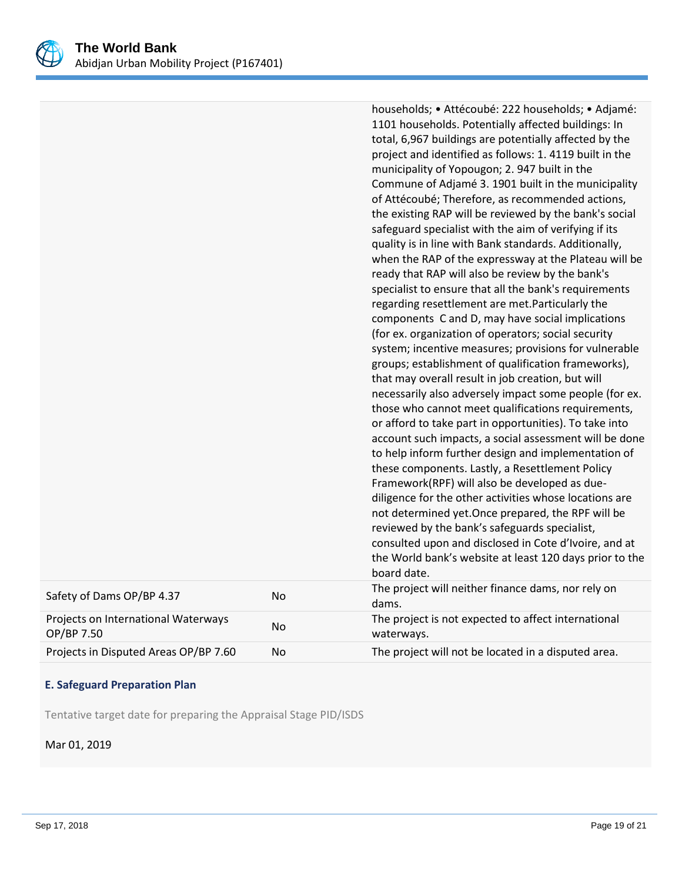| | | |
|---|---|---|
| | | households; • Attécoubé: 222 households; • Adjamé: 1101 households. Potentially affected buildings: In total, 6,967 buildings are potentially affected by the project and identified as follows: 1. 4119 built in the municipality of Yopougon; 2. 947 built in the Commune of Adjamé 3. 1901 built in the municipality of Attécoubé; Therefore, as recommended actions, the existing RAP will be reviewed by the bank's social safeguard specialist with the aim of verifying if its quality is in line with Bank standards. Additionally, when the RAP of the expressway at the Plateau will be ready that RAP will also be review by the bank's specialist to ensure that all the bank's requirements regarding resettlement are met.Particularly the components C and D, may have social implications (for ex. organization of operators; social security system; incentive measures; provisions for vulnerable groups; establishment of qualification frameworks), that may overall result in job creation, but will necessarily also adversely impact some people (for ex. those who cannot meet qualifications requirements, or afford to take part in opportunities). To take into account such impacts, a social assessment will be done to help inform further design and implementation of these components. Lastly, a Resettlement Policy Framework(RPF) will also be developed as due-diligence for the other activities whose locations are not determined yet.Once prepared, the RPF will be reviewed by the bank's safeguards specialist, consulted upon and disclosed in Cote d'Ivoire, and at the World bank's website at least 120 days prior to the board date. |
| Safety of Dams OP/BP 4.37 | No | The project will neither finance dams, nor rely on dams. |
| Projects on International Waterways OP/BP 7.50 | No | The project is not expected to affect international waterways. |
| Projects in Disputed Areas OP/BP 7.60 | No | The project will not be located in a disputed area. |

### E. Safeguard Preparation Plan

Tentative target date for preparing the Appraisal Stage PID/ISDS

Mar 01, 2019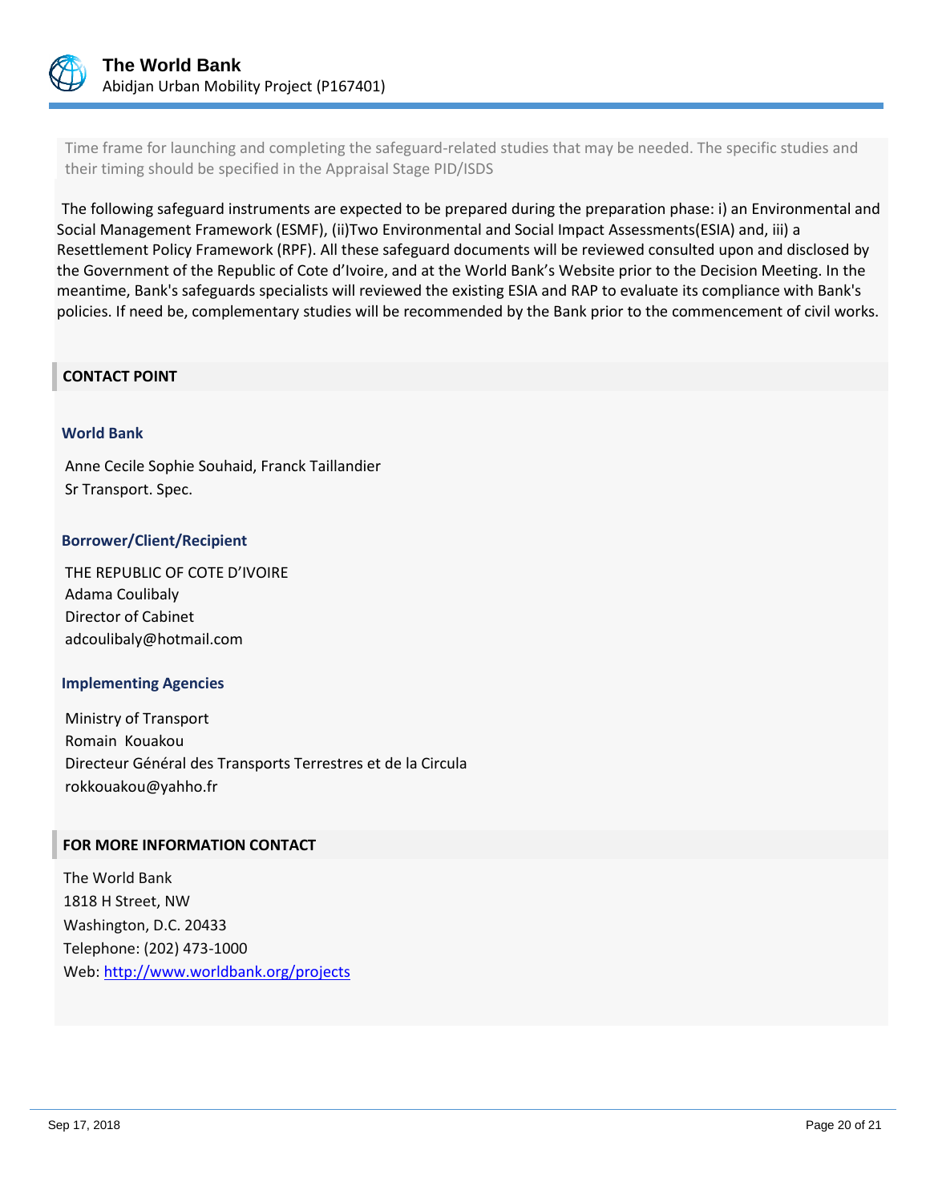Time frame for launching and completing the safeguard-related studies that may be needed. The specific studies and their timing should be specified in the Appraisal Stage PID/ISDS

The following safeguard instruments are expected to be prepared during the preparation phase: i) an Environmental and Social Management Framework (ESMF), (ii)Two Environmental and Social Impact Assessments(ESIA) and, iii) a Resettlement Policy Framework (RPF). All these safeguard documents will be reviewed consulted upon and disclosed by the Government of the Republic of Cote d'Ivoire, and at the World Bank's Website prior to the Decision Meeting. In the meantime, Bank's safeguards specialists will reviewed the existing ESIA and RAP to evaluate its compliance with Bank's policies. If need be, complementary studies will be recommended by the Bank prior to the commencement of civil works.

## CONTACT POINT

### World Bank

Anne Cecile Sophie Souhaid, Franck Taillandier
Sr Transport. Spec.

### Borrower/Client/Recipient

THE REPUBLIC OF COTE D'IVOIRE
Adama Coulibaly
Director of Cabinet
adcoulibaly@hotmail.com

### Implementing Agencies

Ministry of Transport
Romain Kouakou
Directeur Général des Transports Terrestres et de la Circula
rokkouakou@yahho.fr

## FOR MORE INFORMATION CONTACT

The World Bank
1818 H Street, NW
Washington, D.C. 20433
Telephone: (202) 473-1000
Web: http://www.worldbank.org/projects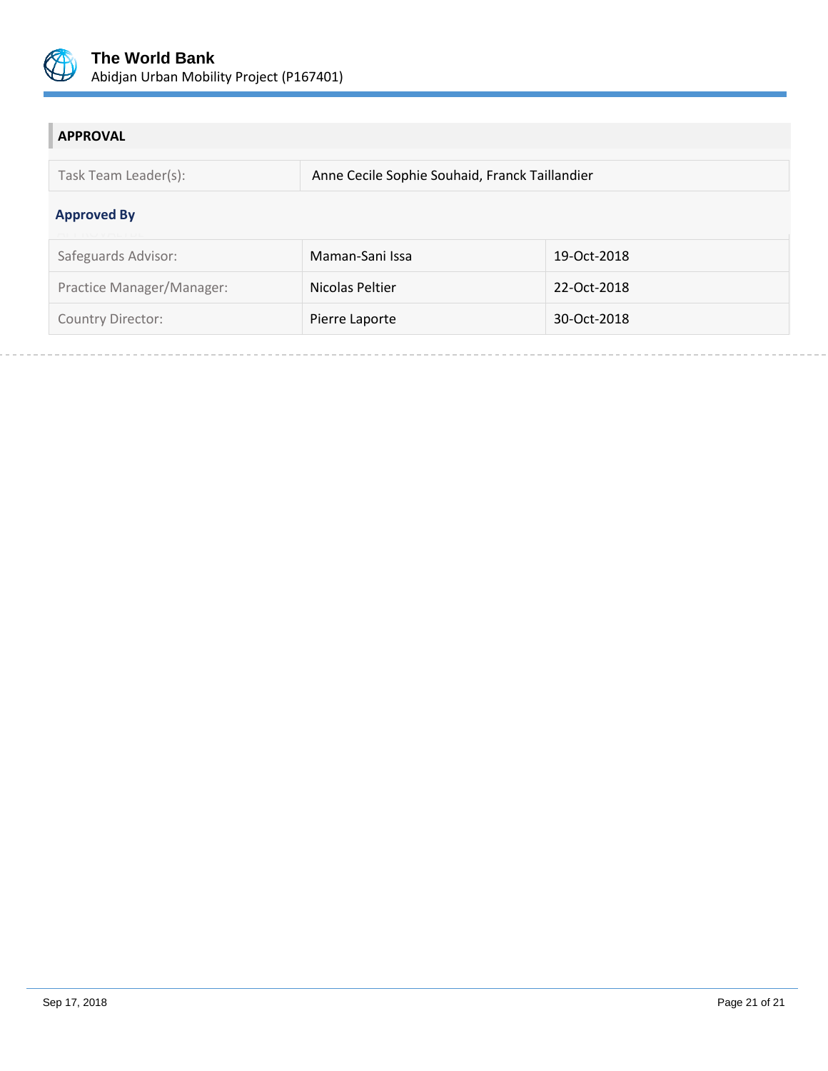## APPROVAL

| | |
|---|---|
| Task Team Leader(s): | Anne Cecile Sophie Souhaid, Franck Taillandier |

### Approved By

| | | |
|---|---|---|
| Safeguards Advisor: | Maman-Sani Issa | 19-Oct-2018 |
| Practice Manager/Manager: | Nicolas Peltier | 22-Oct-2018 |
| Country Director: | Pierre Laporte | 30-Oct-2018 |